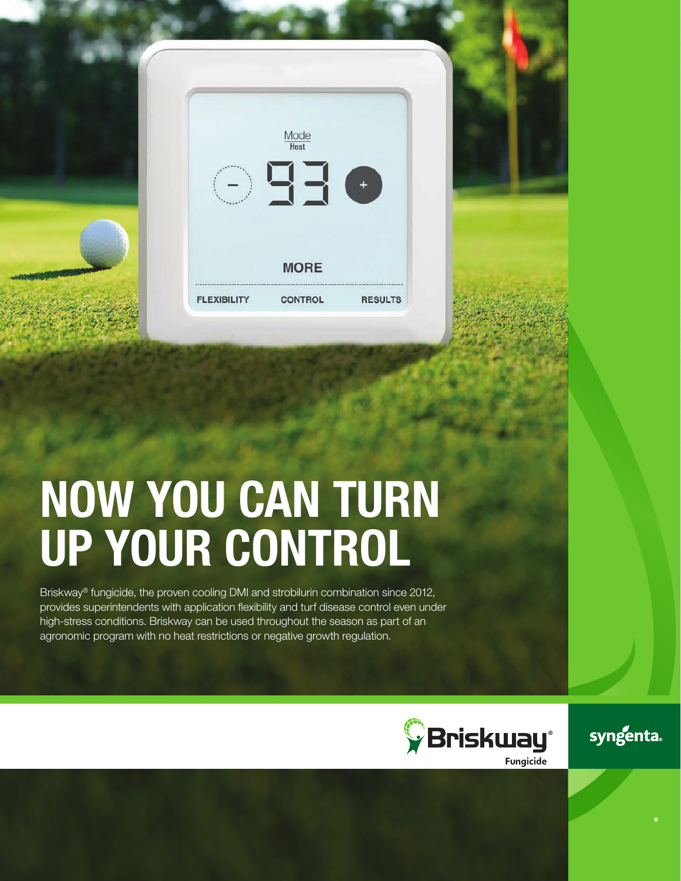# NOW YOU CAN TURN UP YOUR CONTROL

Briskway® fungicide, the proven cooling DMI and strobilurin combination since 2012, provides superintendents with application flexibility and turf disease control even under high-stress conditions. Briskway can be used throughout the season as part of an agronomic program with no heat restrictions or negative growth regulation.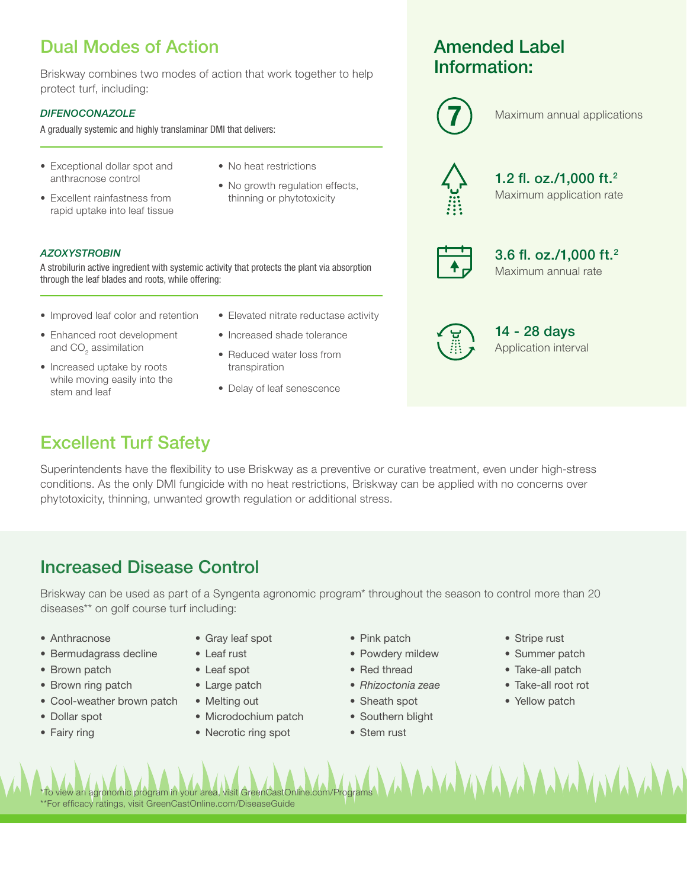## Dual Modes of Action

Briskway combines two modes of action that work together to help protect turf, including:

### *DIFENOCONAZOLE*

A gradually systemic and highly translaminar DMI that delivers:

- Exceptional dollar spot and anthracnose control
- Excellent rainfastness from rapid uptake into leaf tissue
- No heat restrictions
- No growth regulation effects, thinning or phytotoxicity

### *AZOXYSTROBIN*

A strobilurin active ingredient with systemic activity that protects the plant via absorption through the leaf blades and roots, while offering:

- Improved leaf color and retention
- Enhanced root development and $CO_2$ assimilation
- Increased uptake by roots while moving easily into the stem and leaf
- Elevated nitrate reductase activity
- Increased shade tolerance
- Reduced water loss from transpiration
- Delay of leaf senescence

## Amended Label Information:

**7**
Maximum annual applications

**1.2 fl. oz./1,000 ft.$^2$**
Maximum application rate

**3.6 fl. oz./1,000 ft.$^2$**
Maximum annual rate

**14 - 28 days**
Application interval

## Excellent Turf Safety

Superintendents have the flexibility to use Briskway as a preventive or curative treatment, even under high-stress conditions. As the only DMI fungicide with no heat restrictions, Briskway can be applied with no concerns over phytotoxicity, thinning, unwanted growth regulation or additional stress.

## Increased Disease Control

Briskway can be used as part of a Syngenta agronomic program* throughout the season to control more than 20 diseases** on golf course turf including:

- Anthracnose
- Bermudagrass decline
- Brown patch
- Brown ring patch
- Cool-weather brown patch
- Dollar spot
- Fairy ring
- Gray leaf spot
- Leaf rust
- Leaf spot
- Large patch
- Melting out
- Microdochium patch
- Necrotic ring spot
- Pink patch
- Powdery mildew
- Red thread
- *Rhizoctonia zeae*
- Sheath spot
- Southern blight
- Stem rust
- Stripe rust
- Summer patch
- Take-all patch
- Take-all root rot
- Yellow patch

*To view an agronomic program in your area, visit GreenCastOnline.com/Programs
**For efficacy ratings, visit GreenCastOnline.com/DiseaseGuide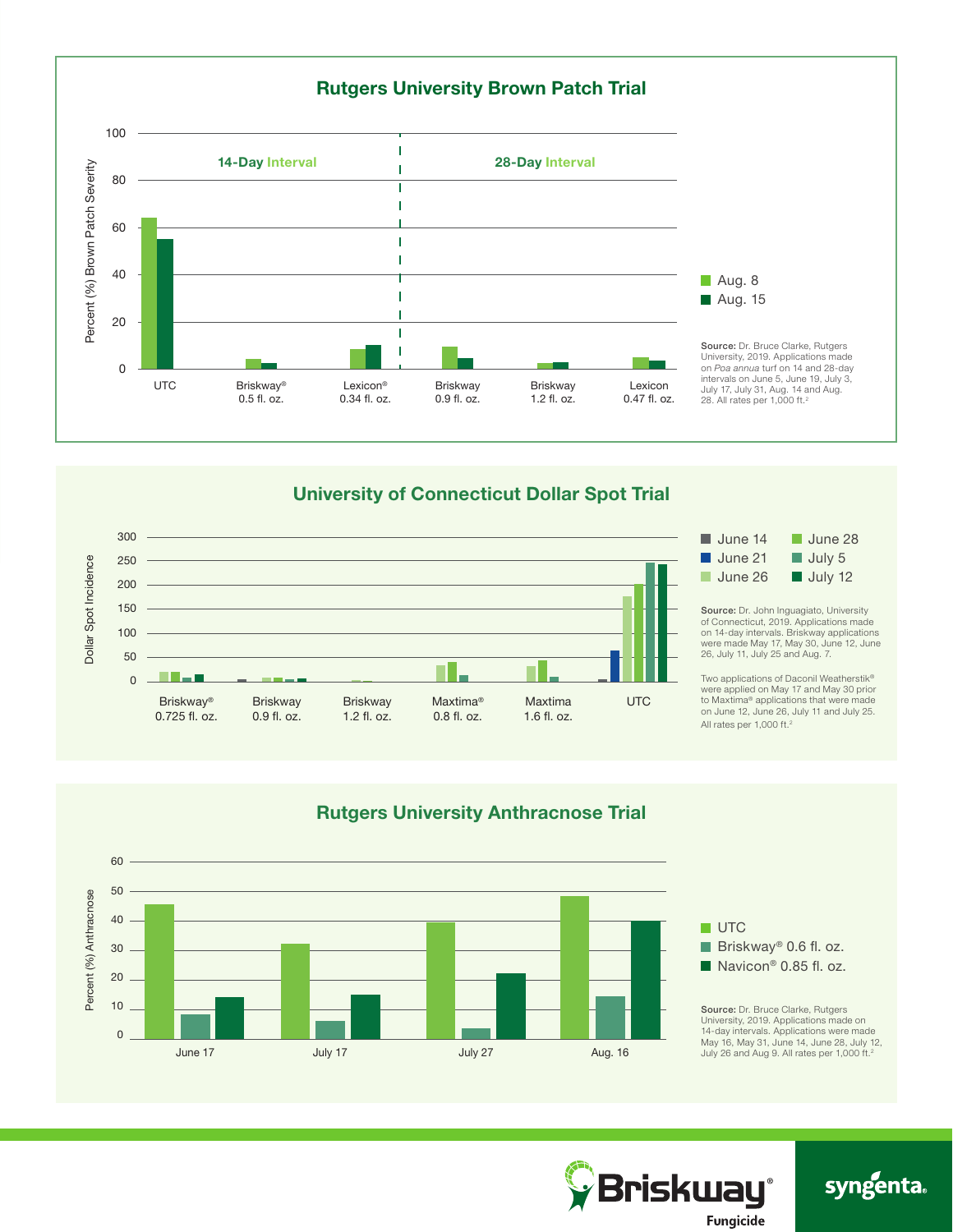## Rutgers University Brown Patch Trial

Percent (%) Brown Patch Severity

14-Day Interval | 28-Day Interval

- Aug. 8
- Aug. 15

UTC · Briskway® 0.5 fl. oz. · Lexicon® 0.34 fl. oz. · Briskway 0.9 fl. oz. · Briskway 1.2 fl. oz. · Lexicon 0.47 fl. oz.

**Source:** Dr. Bruce Clarke, Rutgers University, 2019. Applications made on *Poa annua* turf on 14 and 28-day intervals on June 5, June 19, July 3, July 17, July 31, Aug. 14 and Aug. 28. All rates per 1,000 ft.[2]

## University of Connecticut Dollar Spot Trial

Dollar Spot Incidence

- June 14
- June 21
- June 26
- June 28
- July 5
- July 12

Briskway® 0.725 fl. oz. · Briskway 0.9 fl. oz. · Briskway 1.2 fl. oz. · Maxtima® 0.8 fl. oz. · Maxtima 1.6 fl. oz. · UTC

**Source:** Dr. John Inguagiato, University of Connecticut, 2019. Applications made on 14-day intervals. Briskway applications were made May 17, May 30, June 12, June 26, July 11, July 25 and Aug. 7.

Two applications of Daconil Weatherstik® were applied on May 17 and May 30 prior to Maxtima® applications that were made on June 12, June 26, July 11 and July 25. All rates per 1,000 ft.[2]

## Rutgers University Anthracnose Trial

Percent (%) Anthracnose

- UTC
- Briskway® 0.6 fl. oz.
- Navicon® 0.85 fl. oz.

June 17 · July 17 · July 27 · Aug. 16

**Source:** Dr. Bruce Clarke, Rutgers University, 2019. Applications made on 14-day intervals. Applications were made May 16, May 31, June 14, June 28, July 12, July 26 and Aug 9. All rates per 1,000 ft.[2]

Briskway® Fungicide

syngenta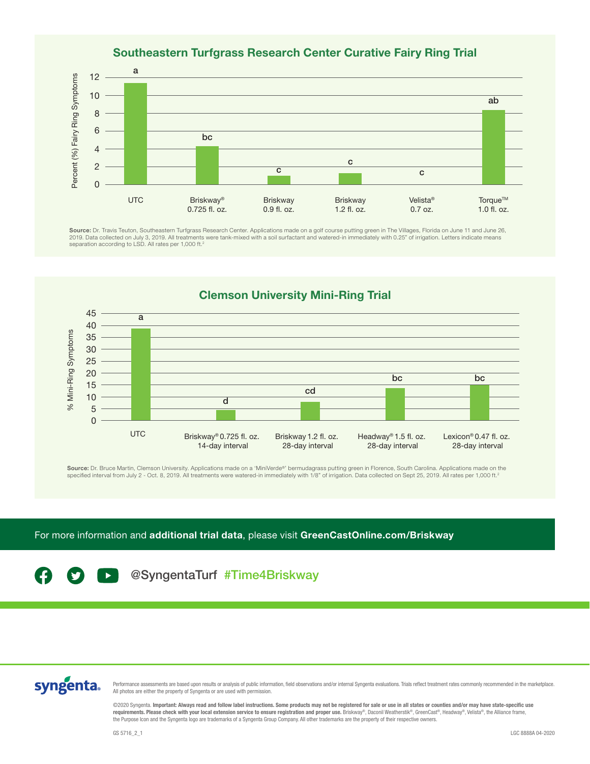## Southeastern Turfgrass Research Center Curative Fairy Ring Trial

Percent (%) Fairy Ring Symptoms

12
10
8
6
4
2
0

a
bc
c
c
c
ab

UTC
Briskway® 0.725 fl. oz.
Briskway 0.9 fl. oz.
Briskway 1.2 fl. oz.
Velista® 0.7 oz.
Torque™ 1.0 fl. oz.

**Source:** Dr. Travis Teuton, Southeastern Turfgrass Research Center. Applications made on a golf course putting green in The Villages, Florida on June 11 and June 26, 2019. Data collected on July 3, 2019. All treatments were tank-mixed with a soil surfactant and watered-in immediately with 0.25" of irrigation. Letters indicate means separation according to LSD. All rates per 1,000 ft.[2]

## Clemson University Mini-Ring Trial

% Mini-Ring Symptoms

45
40
35
30
25
20
15
10
5
0

a
d
cd
bc
bc

UTC
Briskway® 0.725 fl. oz. 14-day interval
Briskway 1.2 fl. oz. 28-day interval
Headway® 1.5 fl. oz. 28-day interval
Lexicon® 0.47 fl. oz. 28-day interval

**Source:** Dr. Bruce Martin, Clemson University. Applications made on a 'MiniVerde®' bermudagrass putting green in Florence, South Carolina. Applications made on the specified interval from July 2 - Oct. 8, 2019. All treatments were watered-in immediately with 1/8" of irrigation. Data collected on Sept 25, 2019. All rates per 1,000 ft.[2]

For more information and **additional trial data**, please visit **GreenCastOnline.com/Briskway**

@SyngentaTurf #Time4Briskway

syngenta

Performance assessments are based upon results or analysis of public information, field observations and/or internal Syngenta evaluations. Trials reflect treatment rates commonly recommended in the marketplace. All photos are either the property of Syngenta or are used with permission.

©2020 Syngenta. **Important: Always read and follow label instructions. Some products may not be registered for sale or use in all states or counties and/or may have state-specific use requirements. Please check with your local extension service to ensure registration and proper use.** Briskway®, Daconil Weatherstik®, GreenCast®, Headway®, Velista®, the Alliance frame, the Purpose Icon and the Syngenta logo are trademarks of a Syngenta Group Company. All other trademarks are the property of their respective owners.

GS 5716_2_1

LGC 8888A 04-2020